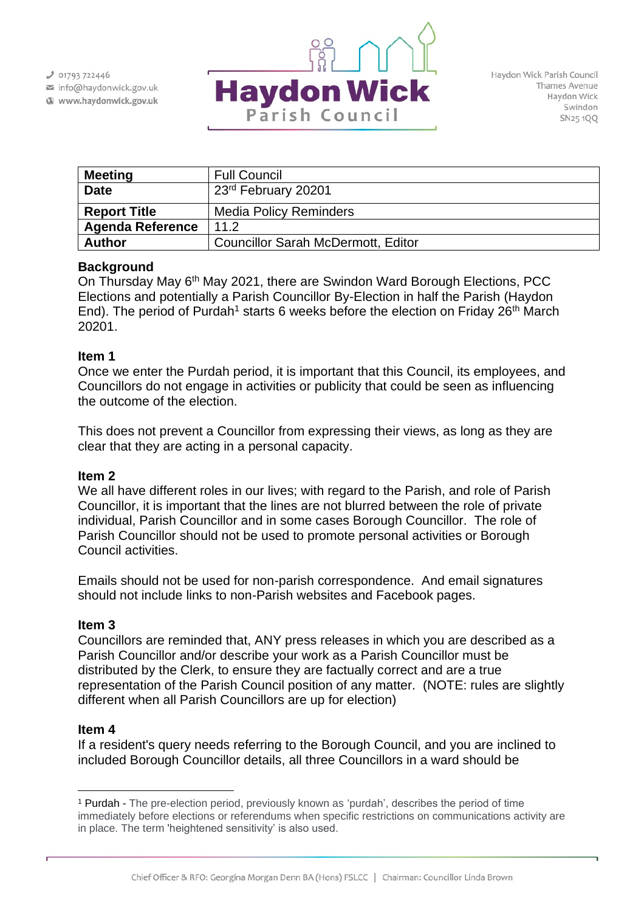01793 722446
info@haydonwick.gov.uk
www.haydonwick.gov.uk

# Haydon Wick Parish Council

Haydon Wick Parish Council
Thames Avenue
Haydon Wick
Swindon
SN25 1QQ

| **Meeting** | Full Council |
|---|---|
| **Date** | 23rd February 20201 |
| **Report Title** | Media Policy Reminders |
| **Agenda Reference** | 11.2 |
| **Author** | Councillor Sarah McDermott, Editor |

**Background**
On Thursday May 6th May 2021, there are Swindon Ward Borough Elections, PCC Elections and potentially a Parish Councillor By-Election in half the Parish (Haydon End). The period of Purdah[1] starts 6 weeks before the election on Friday 26th March 20201.

**Item 1**
Once we enter the Purdah period, it is important that this Council, its employees, and Councillors do not engage in activities or publicity that could be seen as influencing the outcome of the election.

This does not prevent a Councillor from expressing their views, as long as they are clear that they are acting in a personal capacity.

**Item 2**
We all have different roles in our lives; with regard to the Parish, and role of Parish Councillor, it is important that the lines are not blurred between the role of private individual, Parish Councillor and in some cases Borough Councillor. The role of Parish Councillor should not be used to promote personal activities or Borough Council activities.

Emails should not be used for non-parish correspondence. And email signatures should not include links to non-Parish websites and Facebook pages.

**Item 3**
Councillors are reminded that, ANY press releases in which you are described as a Parish Councillor and/or describe your work as a Parish Councillor must be distributed by the Clerk, to ensure they are factually correct and are a true representation of the Parish Council position of any matter. (NOTE: rules are slightly different when all Parish Councillors are up for election)

**Item 4**
If a resident's query needs referring to the Borough Council, and you are inclined to included Borough Councillor details, all three Councillors in a ward should be

[1] Purdah - The pre-election period, previously known as 'purdah', describes the period of time immediately before elections or referendums when specific restrictions on communications activity are in place. The term 'heightened sensitivity' is also used.

Chief Officer & RFO: Georgina Morgan Denn BA (Hons) FSLCC | Chairman: Councillor Linda Brown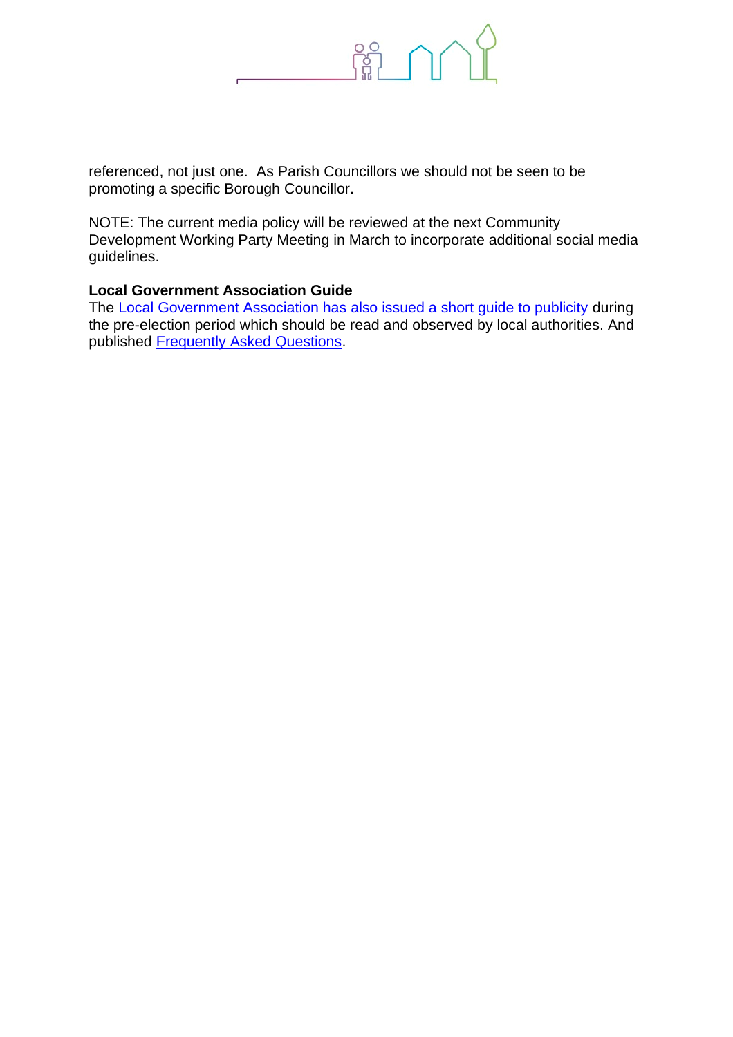referenced, not just one. As Parish Councillors we should not be seen to be promoting a specific Borough Councillor.

NOTE: The current media policy will be reviewed at the next Community Development Working Party Meeting in March to incorporate additional social media guidelines.

**Local Government Association Guide**

The Local Government Association has also issued a short guide to publicity during the pre-election period which should be read and observed by local authorities. And published Frequently Asked Questions.